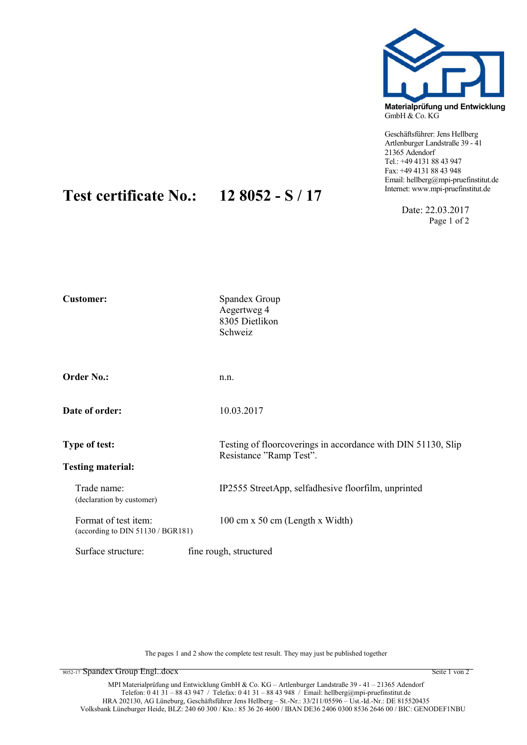**Materialprüfung und Entwicklung**
GmbH & Co. KG

Geschäftsführer: Jens Hellberg
Artlenburger Landstraße 39 - 41
21365 Adendorf
Tel.: +49 4131 88 43 947
Fax: +49 4131 88 43 948
Email: hellberg@mpi-pruefinstitut.de
Internet: www.mpi-pruefinstitut.de

# Test certificate No.: 12 8052 - S / 17

Date: 22.03.2017

**Customer:** Spandex Group
Aegertweg 4
8305 Dietlikon
Schweiz

**Order No.:** n.n.

**Date of order:** 10.03.2017

**Type of test:** Testing of floorcoverings in accordance with DIN 51130, Slip Resistance "Ramp Test".

**Testing material:**

Trade name: IP2555 StreetApp, selfadhesive floorfilm, unprinted
(declaration by customer)

Format of test item: 100 cm x 50 cm (Length x Width)
(according to DIN 51130 / BGR181)

Surface structure: fine rough, structured

The pages 1 and 2 show the complete test result. They may just be published together

8052-17 Spandex Group Engl..docx

MPI Materialprüfung und Entwicklung GmbH & Co. KG – Artlenburger Landstraße 39 - 41 – 21365 Adendorf
Telefon: 0 41 31 – 88 43 947 / Telefax: 0 41 31 – 88 43 948 / Email: hellberg@mpi-pruefinstitut.de
HRA 202130, AG Lüneburg, Geschäftsführer Jens Hellberg – St.-Nr.: 33/211/05596 – Ust.-Id.-Nr.: DE 815520435
Volksbank Lüneburger Heide, BLZ: 240 60 300 / Kto.: 85 36 26 4600 / IBAN DE36 2406 0300 8536 2646 00 / BIC: GENODEF1NBU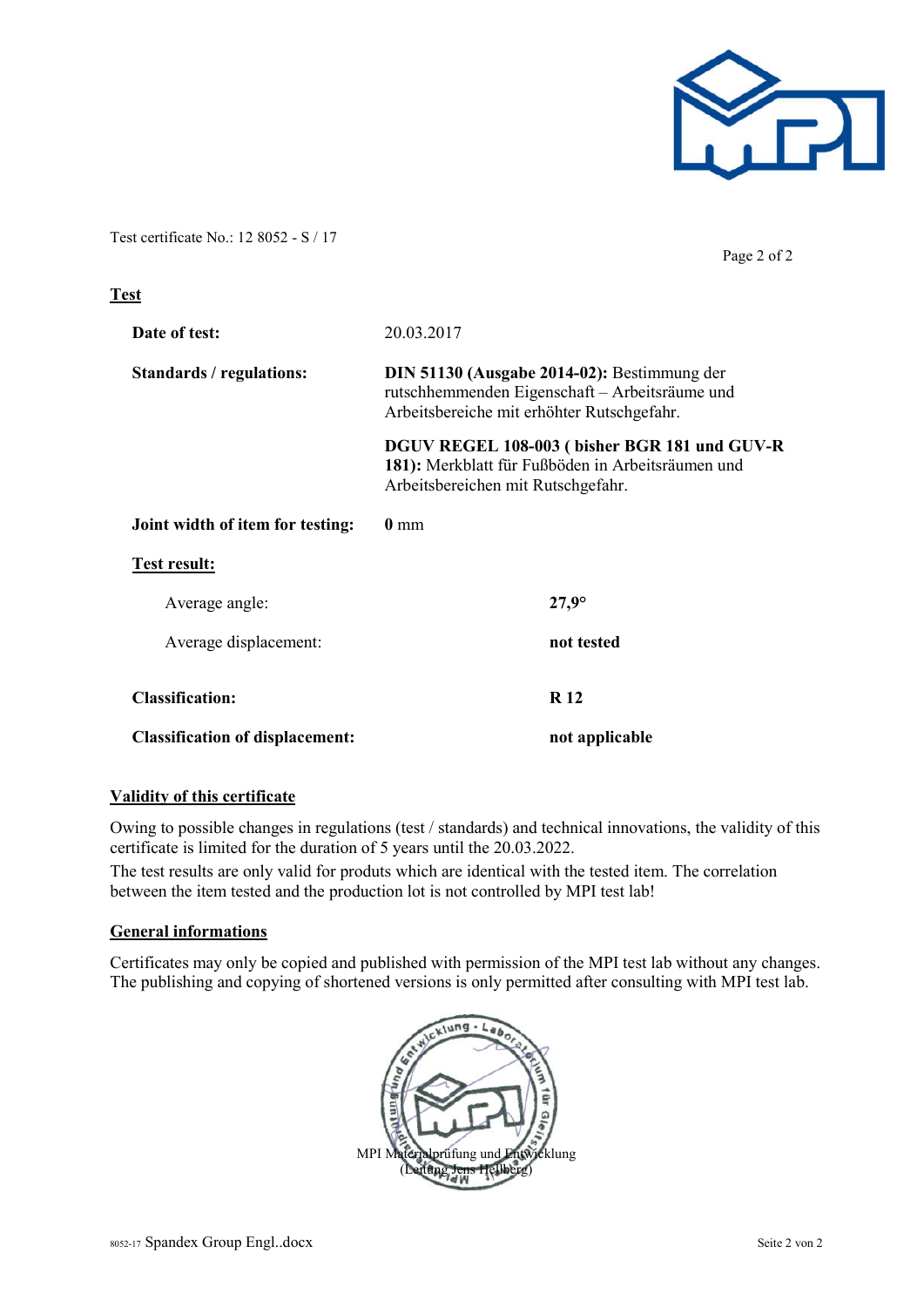Test certificate No.: 12 8052 - S / 17

## Test

**Date of test:** 20.03.2017

**Standards / regulations:**

**DIN 51130 (Ausgabe 2014-02):** Bestimmung der rutschhemmenden Eigenschaft – Arbeitsräume und Arbeitsbereiche mit erhöhter Rutschgefahr.

**DGUV REGEL 108-003 ( bisher BGR 181 und GUV-R 181):** Merkblatt für Fußböden in Arbeitsräumen und Arbeitsbereichen mit Rutschgefahr.

**Joint width of item for testing:** **0** mm

**Test result:**

| | |
|---|---|
| Average angle: | **27,9°** |
| Average displacement: | **not tested** |
| **Classification:** | **R 12** |
| **Classification of displacement:** | **not applicable** |

## Validity of this certificate

Owing to possible changes in regulations (test / standards) and technical innovations, the validity of this certificate is limited for the duration of 5 years until the 20.03.2022.

The test results are only valid for produts which are identical with the tested item. The correlation between the item tested and the production lot is not controlled by MPI test lab!

## General informations

Certificates may only be copied and published with permission of the MPI test lab without any changes. The publishing and copying of shortened versions is only permitted after consulting with MPI test lab.

MPI Materialprüfung und Entwicklung
(Leitung Jens Hellberg)

8052-17 Spandex Group Engl..docx